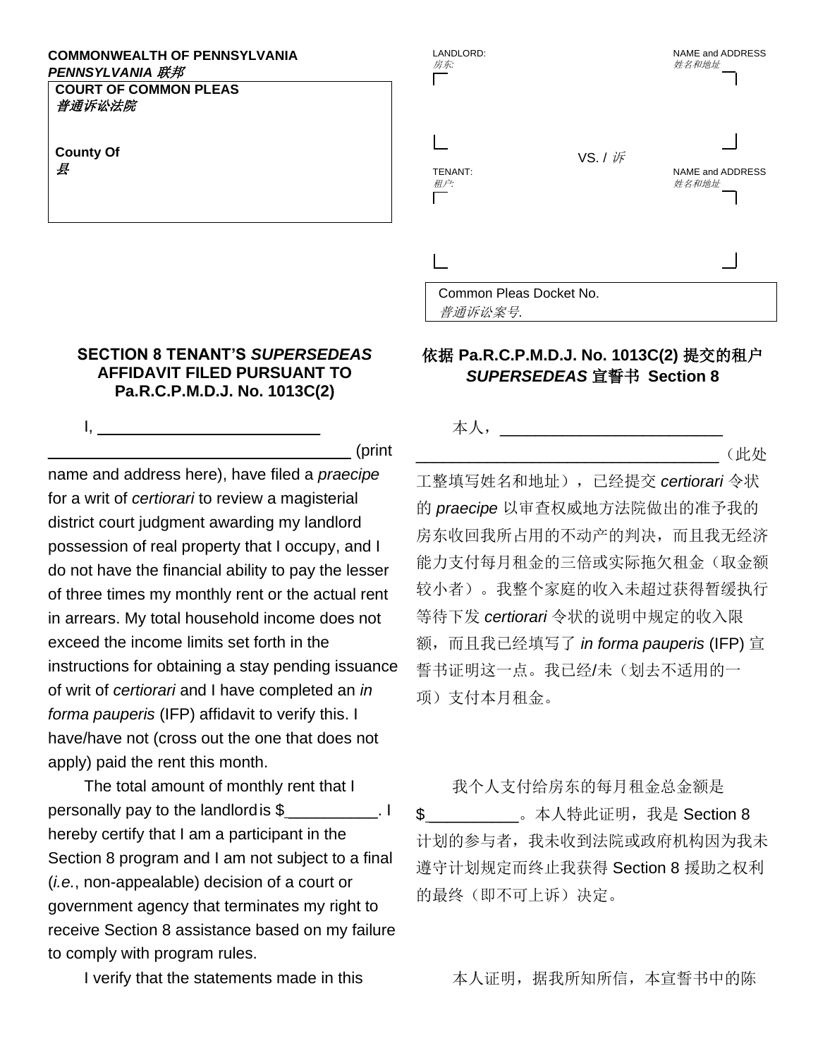**COMMONWEALTH OF PENNSYLVANIA**
***PENNSYLVANIA 联邦***

**COURT OF COMMON PLEAS**
***普通诉讼法院***

**County Of**
***县***

LANDLORD: *房东:* NAME and ADDRESS *姓名和地址*

VS. / *诉*

TENANT: *租户:* NAME and ADDRESS *姓名和地址*

Common Pleas Docket No.
*普通诉讼案号.*

## SECTION 8 TENANT'S *SUPERSEDEAS* AFFIDAVIT FILED PURSUANT TO Pa.R.C.P.M.D.J. No. 1013C(2)

I, ______________________________ ________________________________________ (print name and address here), have filed a *praecipe* for a writ of *certiorari* to review a magisterial district court judgment awarding my landlord possession of real property that I occupy, and I do not have the financial ability to pay the lesser of three times my monthly rent or the actual rent in arrears. My total household income does not exceed the income limits set forth in the instructions for obtaining a stay pending issuance of writ of *certiorari* and I have completed an *in forma pauperis* (IFP) affidavit to verify this. I have/have not (cross out the one that does not apply) paid the rent this month.

The total amount of monthly rent that I personally pay to the landlord is $__________. I hereby certify that I am a participant in the Section 8 program and I am not subject to a final (*i.e.*, non-appealable) decision of a court or government agency that terminates my right to receive Section 8 assistance based on my failure to comply with program rules.

I verify that the statements made in this

## 依据 Pa.R.C.P.M.D.J. No. 1013C(2) 提交的租户 *SUPERSEDEAS* 宣誓书 Section 8

本人，______________________________ ________________________________________（此处工整填写姓名和地址），已经提交 *certiorari* 令状的 *praecipe* 以审查权威地方法院做出的准予我的房东收回我所占用的不动产的判决，而且我无经济能力支付每月租金的三倍或实际拖欠租金（取金额较小者）。我整个家庭的收入未超过获得暂缓执行等待下发 *certiorari* 令状的说明中规定的收入限额，而且我已经填写了 *in forma pauperis* (IFP) 宣誓书证明这一点。我已经/未（划去不适用的一项）支付本月租金。

我个人支付给房东的每月租金总金额是 $__________。本人特此证明，我是 Section 8 计划的参与者，我未收到法院或政府机构因为我未遵守计划规定而终止我获得 Section 8 援助之权利的最终（即不可上诉）决定。

本人证明，据我所知所信，本宣誓书中的陈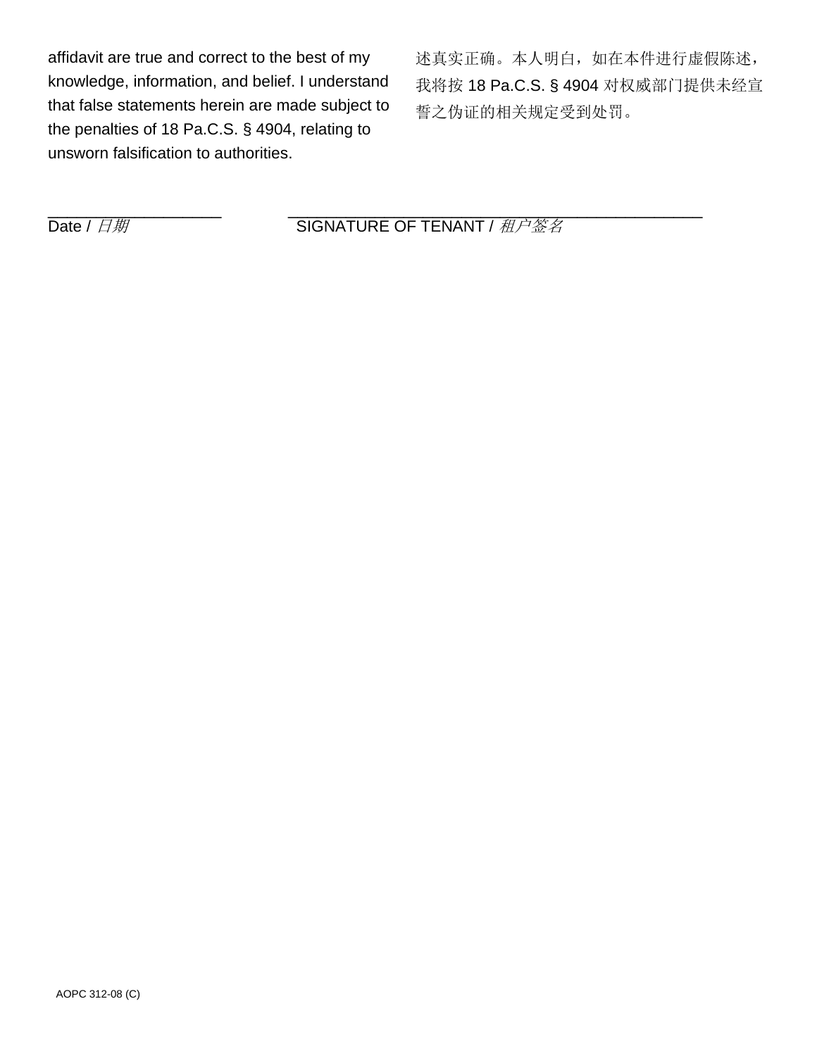affidavit are true and correct to the best of my knowledge, information, and belief. I understand that false statements herein are made subject to the penalties of 18 Pa.C.S. § 4904, relating to unsworn falsification to authorities.

述真实正确。本人明白，如在本件进行虚假陈述，我将按 18 Pa.C.S. § 4904 对权威部门提供未经宣誓之伪证的相关规定受到处罚。

____________________ &nbsp;&nbsp;&nbsp;&nbsp;&nbsp;&nbsp;&nbsp;&nbsp; ______________________________________________

Date / *日期* &nbsp;&nbsp;&nbsp;&nbsp;&nbsp;&nbsp;&nbsp;&nbsp;&nbsp;&nbsp;&nbsp;&nbsp;&nbsp;&nbsp;&nbsp;&nbsp; SIGNATURE OF TENANT / *租户签名*

AOPC 312-08 (C)